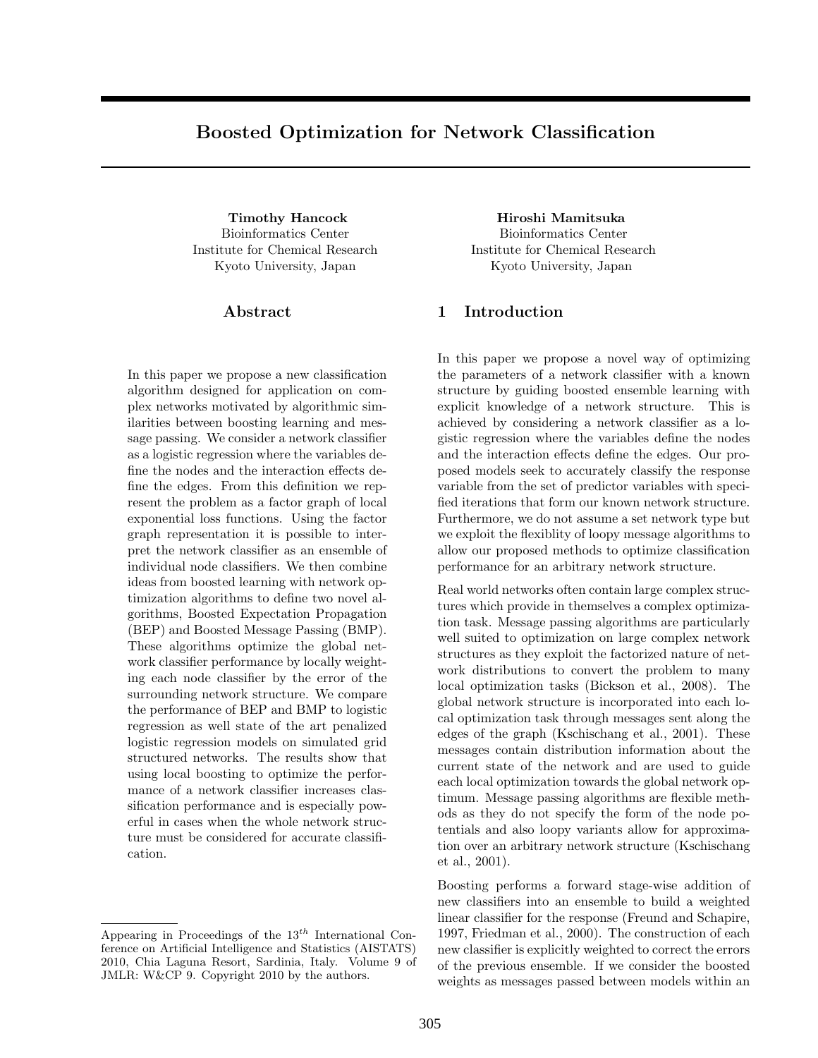# Boosted Optimization for Network Classification

**Timothy Hancock**
Bioinformatics Center
Institute for Chemical Research
Kyoto University, Japan

**Hiroshi Mamitsuka**
Bioinformatics Center
Institute for Chemical Research
Kyoto University, Japan

## Abstract

In this paper we propose a new classification algorithm designed for application on complex networks motivated by algorithmic similarities between boosting learning and message passing. We consider a network classifier as a logistic regression where the variables define the nodes and the interaction effects define the edges. From this definition we represent the problem as a factor graph of local exponential loss functions. Using the factor graph representation it is possible to interpret the network classifier as an ensemble of individual node classifiers. We then combine ideas from boosted learning with network optimization algorithms to define two novel algorithms, Boosted Expectation Propagation (BEP) and Boosted Message Passing (BMP). These algorithms optimize the global network classifier performance by locally weighting each node classifier by the error of the surrounding network structure. We compare the performance of BEP and BMP to logistic regression as well state of the art penalized logistic regression models on simulated grid structured networks. The results show that using local boosting to optimize the performance of a network classifier increases classification performance and is especially powerful in cases when the whole network structure must be considered for accurate classification.

## 1 Introduction

In this paper we propose a novel way of optimizing the parameters of a network classifier with a known structure by guiding boosted ensemble learning with explicit knowledge of a network structure. This is achieved by considering a network classifier as a logistic regression where the variables define the nodes and the interaction effects define the edges. Our proposed models seek to accurately classify the response variable from the set of predictor variables with specified iterations that form our known network structure. Furthermore, we do not assume a set network type but we exploit the flexiblity of loopy message algorithms to allow our proposed methods to optimize classification performance for an arbitrary network structure.

Real world networks often contain large complex structures which provide in themselves a complex optimization task. Message passing algorithms are particularly well suited to optimization on large complex network structures as they exploit the factorized nature of network distributions to convert the problem to many local optimization tasks (Bickson et al., 2008). The global network structure is incorporated into each local optimization task through messages sent along the edges of the graph (Kschischang et al., 2001). These messages contain distribution information about the current state of the network and are used to guide each local optimization towards the global network optimum. Message passing algorithms are flexible methods as they do not specify the form of the node potentials and also loopy variants allow for approximation over an arbitrary network structure (Kschischang et al., 2001).

Boosting performs a forward stage-wise addition of new classifiers into an ensemble to build a weighted linear classifier for the response (Freund and Schapire, 1997, Friedman et al., 2000). The construction of each new classifier is explicitly weighted to correct the errors of the previous ensemble. If we consider the boosted weights as messages passed between models within an

---

Appearing in Proceedings of the $13^{th}$ International Conference on Artificial Intelligence and Statistics (AISTATS) 2010, Chia Laguna Resort, Sardinia, Italy. Volume 9 of JMLR: W&CP 9. Copyright 2010 by the authors.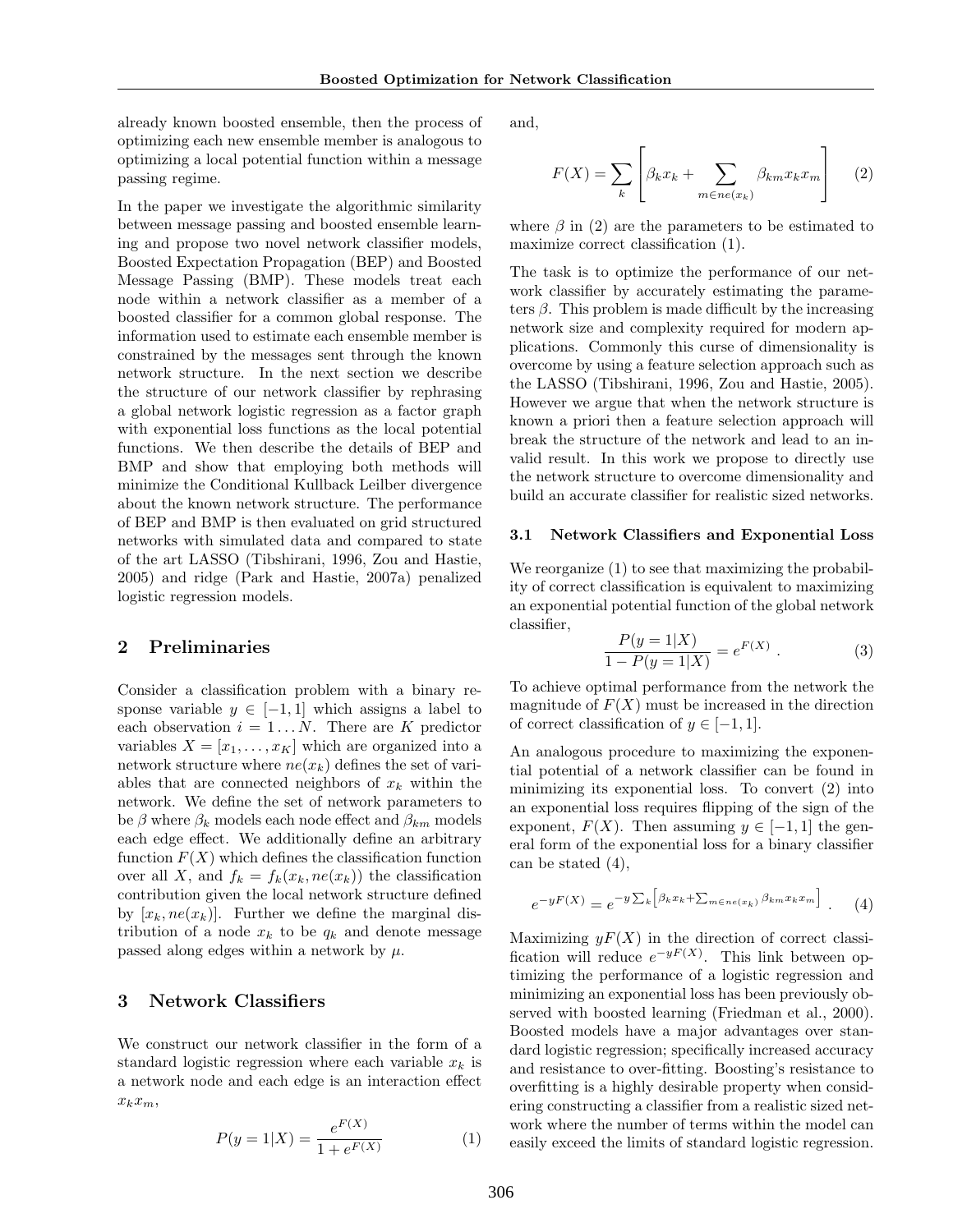already known boosted ensemble, then the process of optimizing each new ensemble member is analogous to optimizing a local potential function within a message passing regime.

In the paper we investigate the algorithmic similarity between message passing and boosted ensemble learning and propose two novel network classifier models, Boosted Expectation Propagation (BEP) and Boosted Message Passing (BMP). These models treat each node within a network classifier as a member of a boosted classifier for a common global response. The information used to estimate each ensemble member is constrained by the messages sent through the known network structure. In the next section we describe the structure of our network classifier by rephrasing a global network logistic regression as a factor graph with exponential loss functions as the local potential functions. We then describe the details of BEP and BMP and show that employing both methods will minimize the Conditional Kullback Leilber divergence about the known network structure. The performance of BEP and BMP is then evaluated on grid structured networks with simulated data and compared to state of the art LASSO (Tibshirani, 1996, Zou and Hastie, 2005) and ridge (Park and Hastie, 2007a) penalized logistic regression models.

## 2 Preliminaries

Consider a classification problem with a binary response variable $y \in [-1, 1]$ which assigns a label to each observation $i = 1 \dots N$. There are $K$ predictor variables $X = [x_1, \dots, x_K]$ which are organized into a network structure where $ne(x_k)$ defines the set of variables that are connected neighbors of $x_k$ within the network. We define the set of network parameters to be $\beta$ where $\beta_k$ models each node effect and $\beta_{km}$ models each edge effect. We additionally define an arbitrary function $F(X)$ which defines the classification function over all $X$, and $f_k = f_k(x_k, ne(x_k))$ the classification contribution given the local network structure defined by $[x_k, ne(x_k)]$. Further we define the marginal distribution of a node $x_k$ to be $q_k$ and denote message passed along edges within a network by $\mu$.

## 3 Network Classifiers

We construct our network classifier in the form of a standard logistic regression where each variable $x_k$ is a network node and each edge is an interaction effect $x_k x_m$,

$$P(y = 1|X) = \frac{e^{F(X)}}{1 + e^{F(X)}} \tag{1}$$

and,

$$F(X) = \sum_k \left[ \beta_k x_k + \sum_{m \in ne(x_k)} \beta_{km} x_k x_m \right] \tag{2}$$

where $\beta$ in (2) are the parameters to be estimated to maximize correct classification (1).

The task is to optimize the performance of our network classifier by accurately estimating the parameters $\beta$. This problem is made difficult by the increasing network size and complexity required for modern applications. Commonly this curse of dimensionality is overcome by using a feature selection approach such as the LASSO (Tibshirani, 1996, Zou and Hastie, 2005). However we argue that when the network structure is known a priori then a feature selection approach will break the structure of the network and lead to an invalid result. In this work we propose to directly use the network structure to overcome dimensionality and build an accurate classifier for realistic sized networks.

### 3.1 Network Classifiers and Exponential Loss

We reorganize (1) to see that maximizing the probability of correct classification is equivalent to maximizing an exponential potential function of the global network classifier,

$$\frac{P(y = 1|X)}{1 - P(y = 1|X)} = e^{F(X)} \ . \tag{3}$$

To achieve optimal performance from the network the magnitude of $F(X)$ must be increased in the direction of correct classification of $y \in [-1, 1]$.

An analogous procedure to maximizing the exponential potential of a network classifier can be found in minimizing its exponential loss. To convert (2) into an exponential loss requires flipping of the sign of the exponent, $F(X)$. Then assuming $y \in [-1, 1]$ the general form of the exponential loss for a binary classifier can be stated (4),

$$e^{-yF(X)} = e^{-y \sum_k \left[ \beta_k x_k + \sum_{m \in ne(x_k)} \beta_{km} x_k x_m \right]} \ . \tag{4}$$

Maximizing $yF(X)$ in the direction of correct classification will reduce $e^{-yF(X)}$. This link between optimizing the performance of a logistic regression and minimizing an exponential loss has been previously observed with boosted learning (Friedman et al., 2000). Boosted models have a major advantages over standard logistic regression; specifically increased accuracy and resistance to over-fitting. Boosting's resistance to overfitting is a highly desirable property when considering constructing a classifier from a realistic sized network where the number of terms within the model can easily exceed the limits of standard logistic regression.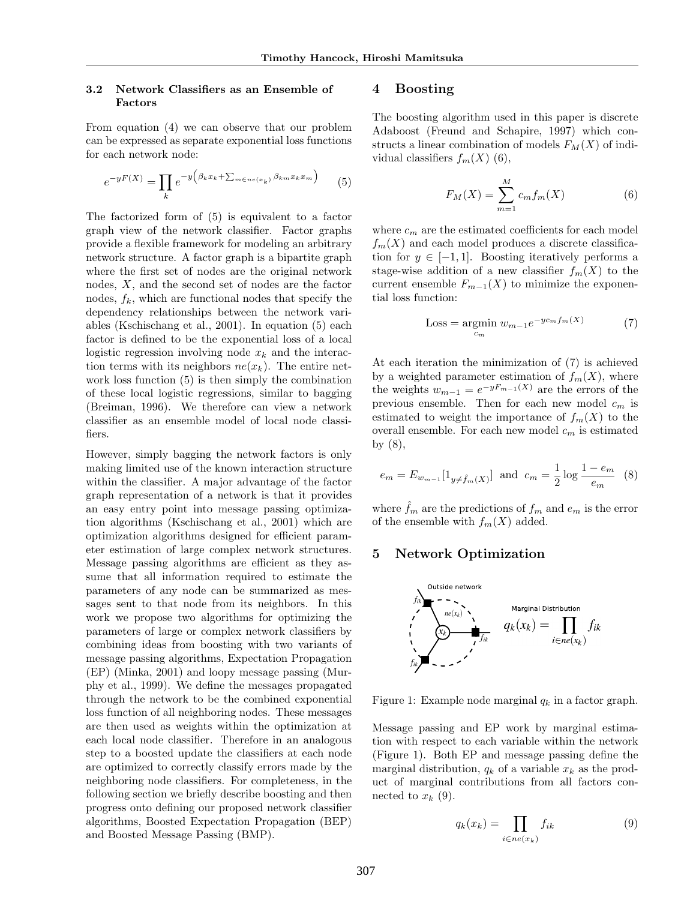### 3.2 Network Classifiers as an Ensemble of Factors

From equation (4) we can observe that our problem can be expressed as separate exponential loss functions for each network node:

$$e^{-yF(X)} = \prod_k e^{-y\left(\beta_k x_k + \sum_{m \in ne(x_k)} \beta_{km} x_k x_m\right)} \qquad (5)$$

The factorized form of (5) is equivalent to a factor graph view of the network classifier. Factor graphs provide a flexible framework for modeling an arbitrary network structure. A factor graph is a bipartite graph where the first set of nodes are the original network nodes, $X$, and the second set of nodes are the factor nodes, $f_k$, which are functional nodes that specify the dependency relationships between the network variables (Kschischang et al., 2001). In equation (5) each factor is defined to be the exponential loss of a local logistic regression involving node $x_k$ and the interaction terms with its neighbors $ne(x_k)$. The entire network loss function (5) is then simply the combination of these local logistic regressions, similar to bagging (Breiman, 1996). We therefore can view a network classifier as an ensemble model of local node classifiers.

However, simply bagging the network factors is only making limited use of the known interaction structure within the classifier. A major advantage of the factor graph representation of a network is that it provides an easy entry point into message passing optimization algorithms (Kschischang et al., 2001) which are optimization algorithms designed for efficient parameter estimation of large complex network structures. Message passing algorithms are efficient as they assume that all information required to estimate the parameters of any node can be summarized as messages sent to that node from its neighbors. In this work we propose two algorithms for optimizing the parameters of large or complex network classifiers by combining ideas from boosting with two variants of message passing algorithms, Expectation Propagation (EP) (Minka, 2001) and loopy message passing (Murphy et al., 1999). We define the messages propagated through the network to be the combined exponential loss function of all neighboring nodes. These messages are then used as weights within the optimization at each local node classifier. Therefore in an analogous step to a boosted update the classifiers at each node are optimized to correctly classify errors made by the neighboring node classifiers. For completeness, in the following section we briefly describe boosting and then progress onto defining our proposed network classifier algorithms, Boosted Expectation Propagation (BEP) and Boosted Message Passing (BMP).

## 4 Boosting

The boosting algorithm used in this paper is discrete Adaboost (Freund and Schapire, 1997) which constructs a linear combination of models $F_M(X)$ of individual classifiers $f_m(X)$ (6),

$$F_M(X) = \sum_{m=1}^{M} c_m f_m(X) \qquad (6)$$

where $c_m$ are the estimated coefficients for each model $f_m(X)$ and each model produces a discrete classification for $y \in [-1, 1]$. Boosting iteratively performs a stage-wise addition of a new classifier $f_m(X)$ to the current ensemble $F_{m-1}(X)$ to minimize the exponential loss function:

$$\text{Loss} = \underset{c_m}{\operatorname{argmin}}\ w_{m-1} e^{-y c_m f_m(X)} \qquad (7)$$

At each iteration the minimization of (7) is achieved by a weighted parameter estimation of $f_m(X)$, where the weights $w_{m-1} = e^{-yF_{m-1}(X)}$ are the errors of the previous ensemble. Then for each new model $c_m$ is estimated to weight the importance of $f_m(X)$ to the overall ensemble. For each new model $c_m$ is estimated by (8),

$$e_m = E_{w_{m-1}}[1_{y \neq \hat{f}_m(X)}] \text{ and } c_m = \frac{1}{2} \log \frac{1 - e_m}{e_m} \qquad (8)$$

where $\hat{f}_m$ are the predictions of $f_m$ and $e_m$ is the error of the ensemble with $f_m(X)$ added.

## 5 Network Optimization

Figure 1: Example node marginal $q_k$ in a factor graph.

Message passing and EP work by marginal estimation with respect to each variable within the network (Figure 1). Both EP and message passing define the marginal distribution, $q_k$ of a variable $x_k$ as the product of marginal contributions from all factors connected to $x_k$ (9).

$$q_k(x_k) = \prod_{i \in ne(x_k)} f_{ik} \qquad (9)$$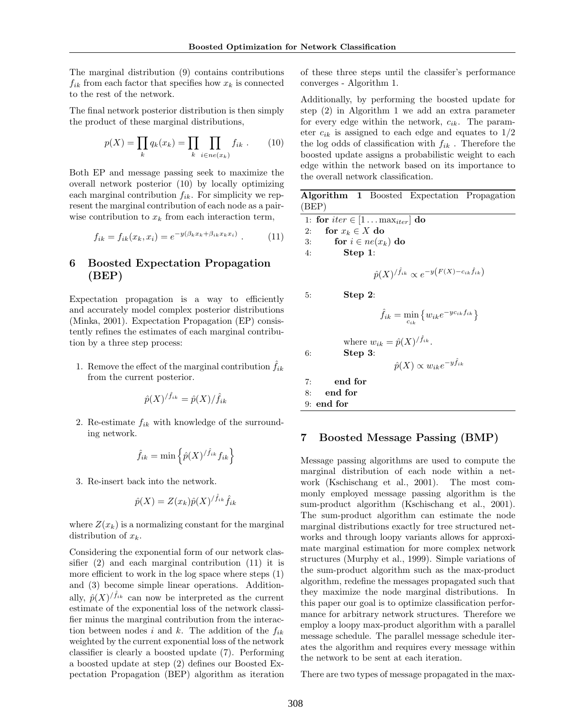The marginal distribution (9) contains contributions $f_{ik}$ from each factor that specifies how $x_k$ is connected to the rest of the network.

The final network posterior distribution is then simply the product of these marginal distributions,

$$p(X) = \prod_k q_k(x_k) = \prod_k \prod_{i \in ne(x_k)} f_{ik} \ . \qquad (10)$$

Both EP and message passing seek to maximize the overall network posterior (10) by locally optimizing each marginal contribution $f_{ik}$. For simplicity we represent the marginal contribution of each node as a pairwise contribution to $x_k$ from each interaction term,

$$f_{ik} = f_{ik}(x_k, x_i) = e^{-y(\beta_k x_k + \beta_{ik} x_k x_i)} \ . \qquad (11)$$

## 6 Boosted Expectation Propagation (BEP)

Expectation propagation is a way to efficiently and accurately model complex posterior distributions (Minka, 2001). Expectation Propagation (EP) consistently refines the estimates of each marginal contribution by a three step process:

1. Remove the effect of the marginal contribution $\hat{f}_{ik}$ from the current posterior.

$$\hat{p}(X)^{/\hat{f}_{ik}} = \hat{p}(X)/\hat{f}_{ik}$$

2. Re-estimate $f_{ik}$ with knowledge of the surrounding network.

$$\hat{f}_{ik} = \min \left\{ \hat{p}(X)^{/\hat{f}_{ik}} f_{ik} \right\}$$

3. Re-insert back into the network.

$$\hat{p}(X) = Z(x_k) \hat{p}(X)^{/\hat{f}_{ik}} \hat{f}_{ik}$$

where $Z(x_k)$ is a normalizing constant for the marginal distribution of $x_k$.

Considering the exponential form of our network classifier (2) and each marginal contribution (11) it is more efficient to work in the log space where steps (1) and (3) become simple linear operations. Additionally, $\hat{p}(X)^{/\hat{f}_{ik}}$ can now be interpreted as the current estimate of the exponential loss of the network classifier minus the marginal contribution from the interaction between nodes $i$ and $k$. The addition of the $f_{ik}$ weighted by the current exponential loss of the network classifier is clearly a boosted update (7). Performing a boosted update at step (2) defines our Boosted Expectation Propagation (BEP) algorithm as iteration of these three steps until the classifer's performance converges - Algorithm 1.

Additionally, by performing the boosted update for step (2) in Algorithm 1 we add an extra parameter for every edge within the network, $c_{ik}$. The parameter $c_{ik}$ is assigned to each edge and equates to $1/2$ the log odds of classification with $f_{ik}$ . Therefore the boosted update assigns a probabilistic weight to each edge within the network based on its importance to the overall network classification.

**Algorithm 1** Boosted Expectation Propagation (BEP)

1: **for** $iter \in [1 \dots \max_{iter}]$ **do**
2: **for** $x_k \in X$ **do**
3: **for** $i \in ne(x_k)$ **do**
4: **Step 1**:

$$\hat{p}(X)^{/\hat{f}_{ik}} \propto e^{-y\left(F(X) - c_{ik}\hat{f}_{ik}\right)}$$

5: **Step 2**:

$$\hat{f}_{ik} = \min_{c_{ik}} \left\{ w_{ik} e^{-y c_{ik} f_{ik}} \right\}$$

where $w_{ik} = \hat{p}(X)^{/\hat{f}_{ik}}$.

6: **Step 3**:

$$\hat{p}(X) \propto w_{ik} e^{-y\hat{f}_{ik}}$$

7: **end for**
8: **end for**
9: **end for**

## 7 Boosted Message Passing (BMP)

Message passing algorithms are used to compute the marginal distribution of each node within a network (Kschischang et al., 2001). The most commonly employed message passing algorithm is the sum-product algorithm (Kschischang et al., 2001). The sum-product algorithm can estimate the node marginal distributions exactly for tree structured networks and through loopy variants allows for approximate marginal estimation for more complex network structures (Murphy et al., 1999). Simple variations of the sum-product algorithm such as the max-product algorithm, redefine the messages propagated such that they maximize the node marginal distributions. In this paper our goal is to optimize classification performance for arbitrary network structures. Therefore we employ a loopy max-product algorithm with a parallel message schedule. The parallel message schedule iterates the algorithm and requires every message within the network to be sent at each iteration.

There are two types of message propagated in the max-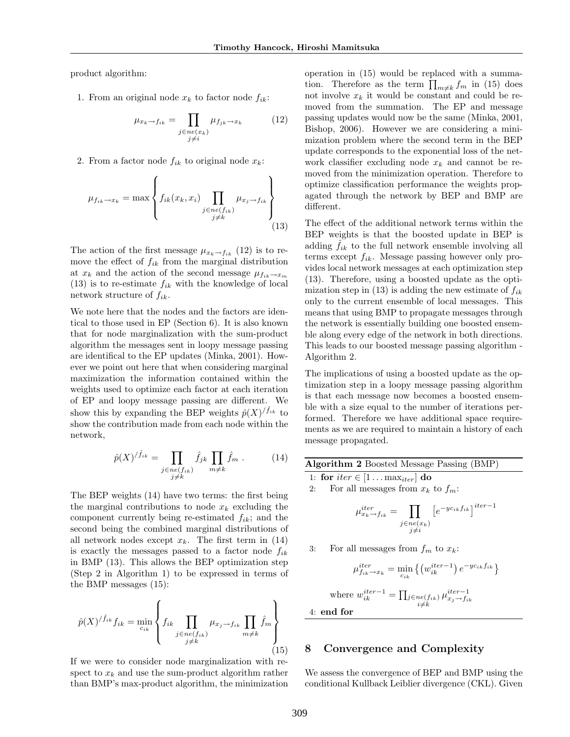product algorithm:

1. From an original node $x_k$ to factor node $f_{ik}$:

$$\mu_{x_k \to f_{ik}} = \prod_{\substack{j \in ne(x_k) \\ j \neq i}} \mu_{f_{jk} \to x_k} \tag{12}$$

2. From a factor node $f_{ik}$ to original node $x_k$:

$$\mu_{f_{ik} \to x_k} = \max \left\{ f_{ik}(x_k, x_i) \prod_{\substack{j \in ne(f_{ik}) \\ j \neq k}} \mu_{x_j \to f_{ik}} \right\} \tag{13}$$

The action of the first message $\mu_{x_k \to f_{ik}}$ (12) is to remove the effect of $f_{ik}$ from the marginal distribution at $x_k$ and the action of the second message $\mu_{f_{ik} \to x_m}$ (13) is to re-estimate $f_{ik}$ with the knowledge of local network structure of $f_{ik}$.

We note here that the nodes and the factors are identical to those used in EP (Section 6). It is also known that for node marginalization with the sum-product algorithm the messages sent in loopy message passing are identifical to the EP updates (Minka, 2001). However we point out here that when considering marginal maximization the information contained within the weights used to optimize each factor at each iteration of EP and loopy message passing are different. We show this by expanding the BEP weights $\hat{p}(X)^{/\hat{f}_{ik}}$ to show the contribution made from each node within the network,

$$\hat{p}(X)^{/\hat{f}_{ik}} = \prod_{\substack{j \in ne(f_{ik}) \\ j \neq k}} \hat{f}_{jk} \prod_{m \neq k} \hat{f}_m \ . \tag{14}$$

The BEP weights (14) have two terms: the first being the marginal contributions to node $x_k$ excluding the component currently being re-estimated $f_{ik}$; and the second being the combined marginal distributions of all network nodes except $x_k$. The first term in (14) is exactly the messages passed to a factor node $f_{ik}$ in BMP (13). This allows the BEP optimization step (Step 2 in Algorithm 1) to be expressed in terms of the BMP messages (15):

$$\hat{p}(X)^{/\hat{f}_{ik}} f_{ik} = \min_{c_{ik}} \left\{ f_{ik} \prod_{\substack{j \in ne(f_{ik}) \\ j \neq k}} \mu_{x_j \to f_{ik}} \prod_{m \neq k} \hat{f}_m \right\} \tag{15}$$

If we were to consider node marginalization with respect to $x_k$ and use the sum-product algorithm rather than BMP's max-product algorithm, the minimization operation in (15) would be replaced with a summation. Therefore as the term $\prod_{m \neq k} f_m$ in (15) does not involve $x_k$ it would be constant and could be removed from the summation. The EP and message passing updates would now be the same (Minka, 2001, Bishop, 2006). However we are considering a minimization problem where the second term in the BEP update corresponds to the exponential loss of the network classifier excluding node $x_k$ and cannot be removed from the minimization operation. Therefore to optimize classification performance the weights propagated through the network by BEP and BMP are different.

The effect of the additional network terms within the BEP weights is that the boosted update in BEP is adding $\hat{f}_{ik}$ to the full network ensemble involving all terms except $f_{ik}$. Message passing however only provides local network messages at each optimization step (13). Therefore, using a boosted update as the optimization step in (13) is adding the new estimate of $f_{ik}$ only to the current ensemble of local messages. This means that using BMP to propagate messages through the network is essentially building one boosted ensemble along every edge of the network in both directions. This leads to our boosted message passing algorithm - Algorithm 2.

The implications of using a boosted update as the optimization step in a loopy message passing algorithm is that each message now becomes a boosted ensemble with a size equal to the number of iterations performed. Therefore we have additional space requirements as we are required to maintain a history of each message propagated.

**Algorithm 2** Boosted Message Passing (BMP)

1: **for** $iter \in [1 \ldots \max_{iter}]$ **do**

2: For all messages from $x_k$ to $f_m$:

$$\mu^{iter}_{x_k \to f_{ik}} = \prod_{\substack{j \in ne(x_k) \\ j \neq i}} \left[ e^{-y c_{ik} f_{ik}} \right]^{iter-1}$$

3: For all messages from $f_m$ to $x_k$:

$$\mu^{iter}_{f_{ik} \to x_k} = \min_{c_{ik}} \left\{ \left( w^{iter-1}_{ik} \right) e^{-y c_{ik} f_{ik}} \right\}$$

where $w^{iter-1}_{ik} = \prod_{\substack{j \in ne(f_{ik}) \\ i \neq k}} \mu^{iter-1}_{x_j \to f_{ik}}$

4: **end for**

## 8 Convergence and Complexity

We assess the convergence of BEP and BMP using the conditional Kullback Leiblier divergence (CKL). Given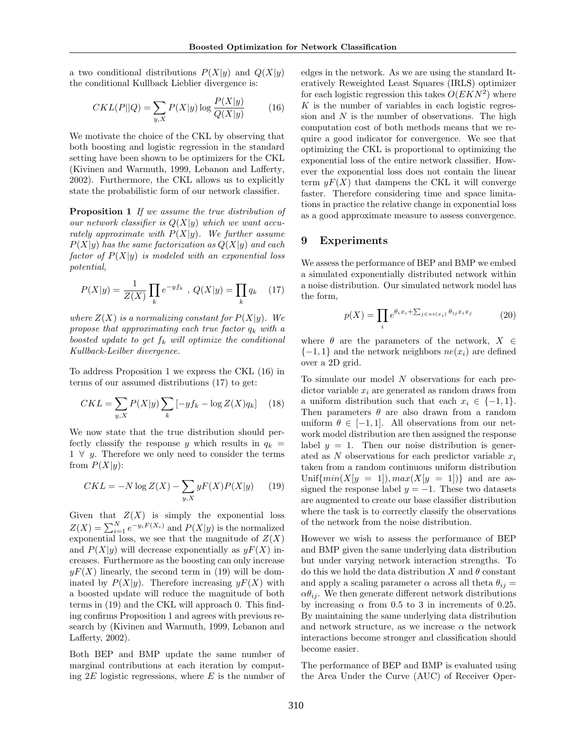a two conditional distributions $P(X|y)$ and $Q(X|y)$ the conditional Kullback Lieblier divergence is:

$$CKL(P||Q) = \sum_{y,X} P(X|y) \log \frac{P(X|y)}{Q(X|y)} \tag{16}$$

We motivate the choice of the CKL by observing that both boosting and logistic regression in the standard setting have been shown to be optimizers for the CKL (Kivinen and Warmuth, 1999, Lebanon and Lafferty, 2002). Furthermore, the CKL allows us to explicitly state the probabilistic form of our network classifier.

**Proposition 1** *If we assume the true distribution of our network classifier is $Q(X|y)$ which we want accurately approximate with $P(X|y)$. We further assume $P(X|y)$ has the same factorization as $Q(X|y)$ and each factor of $P(X|y)$ is modeled with an exponential loss potential,*

$$P(X|y) = \frac{1}{Z(X)} \prod_k e^{-yf_k} \ , \ Q(X|y) = \prod_k q_k \tag{17}$$

*where $Z(X)$ is a normalizing constant for $P(X|y)$. We propose that approximating each true factor $q_k$ with a boosted update to get $f_k$ will optimize the conditional Kullback-Leilber divergence.*

To address Proposition 1 we express the CKL (16) in terms of our assumed distributions (17) to get:

$$CKL = \sum_{y,X} P(X|y) \sum_k \left[-yf_k - \log Z(X) q_k\right] \tag{18}$$

We now state that the true distribution should perfectly classify the response $y$ which results in $q_k = 1 \ \forall \ y$. Therefore we only need to consider the terms from $P(X|y)$:

$$CKL = -N \log Z(X) - \sum_{y,X} yF(X)P(X|y) \tag{19}$$

Given that $Z(X)$ is simply the exponential loss $Z(X) = \sum_{i=1}^{N} e^{-y_i F(X_i)}$ and $P(X|y)$ is the normalized exponential loss, we see that the magnitude of $Z(X)$ and $P(X|y)$ will decrease exponentially as $yF(X)$ increases. Furthermore as the boosting can only increase $yF(X)$ linearly, the second term in (19) will be dominated by $P(X|y)$. Therefore increasing $yF(X)$ with a boosted update will reduce the magnitude of both terms in (19) and the CKL will approach 0. This finding confirms Proposition 1 and agrees with previous research by (Kivinen and Warmuth, 1999, Lebanon and Lafferty, 2002).

Both BEP and BMP update the same number of marginal contributions at each iteration by computing $2E$ logistic regressions, where $E$ is the number of edges in the network. As we are using the standard Iteratively Reweighted Least Squares (IRLS) optimizer for each logistic regression this takes $O(EKN^2)$ where $K$ is the number of variables in each logistic regression and $N$ is the number of observations. The high computation cost of both methods means that we require a good indicator for convergence. We see that optimizing the CKL is proportional to optimizing the exponential loss of the entire network classifier. However the exponential loss does not contain the linear term $yF(X)$ that dampens the CKL it will converge faster. Therefore considering time and space limitations in practice the relative change in exponential loss as a good approximate measure to assess convergence.

## 9 Experiments

We assess the performance of BEP and BMP we embed a simulated exponentially distributed network within a noise distribution. Our simulated network model has the form,

$$p(X) = \prod_i e^{\theta_i x_i + \sum_{j \in ne(x_i)} \theta_{ij} x_i x_j} \tag{20}$$

where $\theta$ are the parameters of the network, $X \in \{-1, 1\}$ and the network neighbors $ne(x_i)$ are defined over a 2D grid.

To simulate our model $N$ observations for each predictor variable $x_i$ are generated as random draws from a uniform distribution such that each $x_i \in \{-1, 1\}$. Then parameters $\theta$ are also drawn from a random uniform $\theta \in [-1, 1]$. All observations from our network model distribution are then assigned the response label $y = 1$. Then our noise distribution is generated as $N$ observations for each predictor variable $x_i$ taken from a random continuous uniform distribution $\text{Unif}\{min(X[y = 1]), max(X[y = 1])\}$ and are assigned the response label $y = -1$. These two datasets are augmented to create our base classifier distribution where the task is to correctly classify the observations of the network from the noise distribution.

However we wish to assess the performance of BEP and BMP given the same underlying data distribution but under varying network interaction strengths. To do this we hold the data distribution $X$ and $\theta$ constant and apply a scaling parameter $\alpha$ across all theta $\theta_{ij} = \alpha\theta_{ij}$. We then generate different network distributions by increasing $\alpha$ from 0.5 to 3 in increments of 0.25. By maintaining the same underlying data distribution and network structure, as we increase $\alpha$ the network interactions become stronger and classification should become easier.

The performance of BEP and BMP is evaluated using the Area Under the Curve (AUC) of Receiver Oper-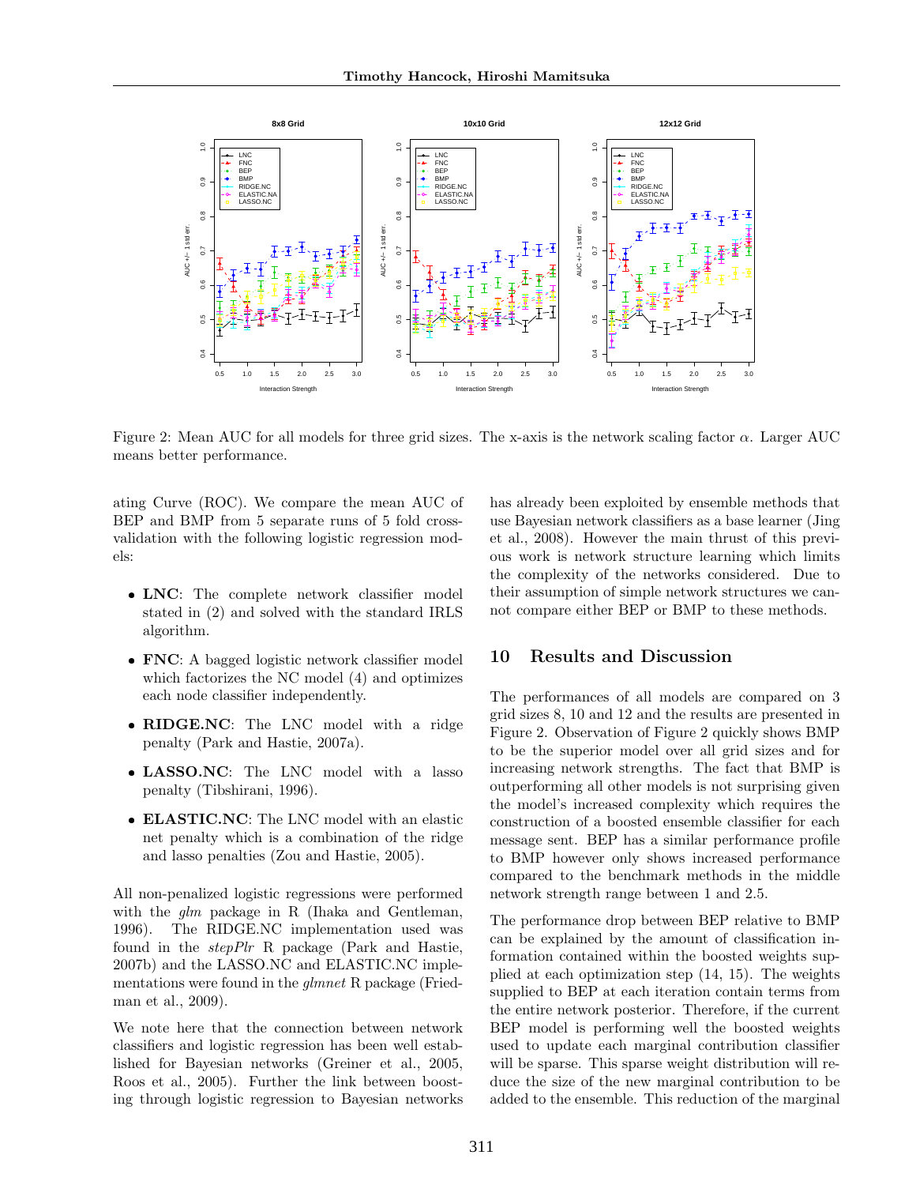Figure 2: Mean AUC for all models for three grid sizes. The x-axis is the network scaling factor $\alpha$. Larger AUC means better performance.

ating Curve (ROC). We compare the mean AUC of BEP and BMP from 5 separate runs of 5 fold cross-validation with the following logistic regression models:

- **LNC**: The complete network classifier model stated in (2) and solved with the standard IRLS algorithm.
- **FNC**: A bagged logistic network classifier model which factorizes the NC model (4) and optimizes each node classifier independently.
- **RIDGE.NC**: The LNC model with a ridge penalty (Park and Hastie, 2007a).
- **LASSO.NC**: The LNC model with a lasso penalty (Tibshirani, 1996).
- **ELASTIC.NC**: The LNC model with an elastic net penalty which is a combination of the ridge and lasso penalties (Zou and Hastie, 2005).

All non-penalized logistic regressions were performed with the *glm* package in R (Ihaka and Gentleman, 1996). The RIDGE.NC implementation used was found in the *stepPlr* R package (Park and Hastie, 2007b) and the LASSO.NC and ELASTIC.NC implementations were found in the *glmnet* R package (Friedman et al., 2009).

We note here that the connection between network classifiers and logistic regression has been well established for Bayesian networks (Greiner et al., 2005, Roos et al., 2005). Further the link between boosting through logistic regression to Bayesian networks has already been exploited by ensemble methods that use Bayesian network classifiers as a base learner (Jing et al., 2008). However the main thrust of this previous work is network structure learning which limits the complexity of the networks considered. Due to their assumption of simple network structures we cannot compare either BEP or BMP to these methods.

## 10 Results and Discussion

The performances of all models are compared on 3 grid sizes 8, 10 and 12 and the results are presented in Figure 2. Observation of Figure 2 quickly shows BMP to be the superior model over all grid sizes and for increasing network strengths. The fact that BMP is outperforming all other models is not surprising given the model's increased complexity which requires the construction of a boosted ensemble classifier for each message sent. BEP has a similar performance profile to BMP however only shows increased performance compared to the benchmark methods in the middle network strength range between 1 and 2.5.

The performance drop between BEP relative to BMP can be explained by the amount of classification information contained within the boosted weights supplied at each optimization step (14, 15). The weights supplied to BEP at each iteration contain terms from the entire network posterior. Therefore, if the current BEP model is performing well the boosted weights used to update each marginal contribution classifier will be sparse. This sparse weight distribution will reduce the size of the new marginal contribution to be added to the ensemble. This reduction of the marginal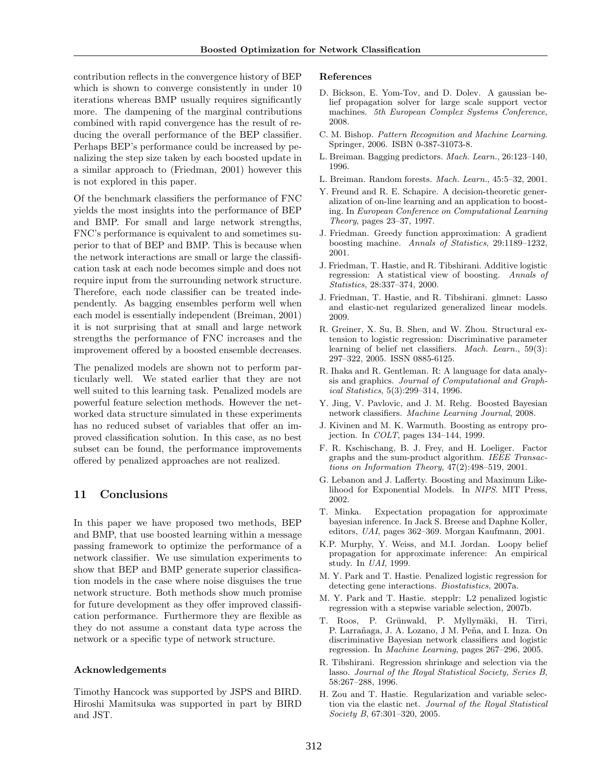contribution reflects in the convergence history of BEP which is shown to converge consistently in under 10 iterations whereas BMP usually requires significantly more. The dampening of the marginal contributions combined with rapid convergence has the result of reducing the overall performance of the BEP classifier. Perhaps BEP's performance could be increased by penalizing the step size taken by each boosted update in a similar approach to (Friedman, 2001) however this is not explored in this paper.

Of the benchmark classifiers the performance of FNC yields the most insights into the performance of BEP and BMP. For small and large network strengths, FNC's performance is equivalent to and sometimes superior to that of BEP and BMP. This is because when the network interactions are small or large the classification task at each node becomes simple and does not require input from the surrounding network structure. Therefore, each node classifier can be treated independently. As bagging ensembles perform well when each model is essentially independent (Breiman, 2001) it is not surprising that at small and large network strengths the performance of FNC increases and the improvement offered by a boosted ensemble decreases.

The penalized models are shown not to perform particularly well. We stated earlier that they are not well suited to this learning task. Penalized models are powerful feature selection methods. However the networked data structure simulated in these experiments has no reduced subset of variables that offer an improved classification solution. In this case, as no best subset can be found, the performance improvements offered by penalized approaches are not realized.

## 11 Conclusions

In this paper we have proposed two methods, BEP and BMP, that use boosted learning within a message passing framework to optimize the performance of a network classifier. We use simulation experiments to show that BEP and BMP generate superior classification models in the case where noise disguises the true network structure. Both methods show much promise for future development as they offer improved classification performance. Furthermore they are flexible as they do not assume a constant data type across the network or a specific type of network structure.

### Acknowledgements

Timothy Hancock was supported by JSPS and BIRD. Hiroshi Mamitsuka was supported in part by BIRD and JST.

### References

D. Bickson, E. Yom-Tov, and D. Dolev. A gaussian belief propagation solver for large scale support vector machines. *5th European Complex Systems Conference*, 2008.

C. M. Bishop. *Pattern Recognition and Machine Learning*. Springer, 2006. ISBN 0-387-31073-8.

L. Breiman. Bagging predictors. *Mach. Learn.*, 26:123–140, 1996.

L. Breiman. Random forests. *Mach. Learn.*, 45:5–32, 2001.

Y. Freund and R. E. Schapire. A decision-theoretic generalization of on-line learning and an application to boosting. In *European Conference on Computational Learning Theory*, pages 23–37, 1997.

J. Friedman. Greedy function approximation: A gradient boosting machine. *Annals of Statistics*, 29:1189–1232, 2001.

J. Friedman, T. Hastie, and R. Tibshirani. Additive logistic regression: A statistical view of boosting. *Annals of Statistics*, 28:337–374, 2000.

J. Friedman, T. Hastie, and R. Tibshirani. glmnet: Lasso and elastic-net regularized generalized linear models. 2009.

R. Greiner, X. Su, B. Shen, and W. Zhou. Structural extension to logistic regression: Discriminative parameter learning of belief net classifiers. *Mach. Learn.*, 59(3): 297–322, 2005. ISSN 0885-6125.

R. Ihaka and R. Gentleman. R: A language for data analysis and graphics. *Journal of Computational and Graphical Statistics*, 5(3):299–314, 1996.

Y. Jing, V. Pavlovic, and J. M. Rehg. Boosted Bayesian network classifiers. *Machine Learning Journal*, 2008.

J. Kivinen and M. K. Warmuth. Boosting as entropy projection. In *COLT*, pages 134–144, 1999.

F. R. Kschischang, B. J. Frey, and H. Loeliger. Factor graphs and the sum-product algorithm. *IEEE Transactions on Information Theory*, 47(2):498–519, 2001.

G. Lebanon and J. Lafferty. Boosting and Maximum Likelihood for Exponential Models. In *NIPS*. MIT Press, 2002.

T. Minka. Expectation propagation for approximate bayesian inference. In Jack S. Breese and Daphne Koller, editors, *UAI*, pages 362–369. Morgan Kaufmann, 2001.

K.P. Murphy, Y. Weiss, and M.I. Jordan. Loopy belief propagation for approximate inference: An empirical study. In *UAI*, 1999.

M. Y. Park and T. Hastie. Penalized logistic regression for detecting gene interactions. *Biostatistics*, 2007a.

M. Y. Park and T. Hastie. stepplr: L2 penalized logistic regression with a stepwise variable selection, 2007b.

T. Roos, P. Grünwald, P. Myllymäki, H. Tirri, P. Larrañaga, J. A. Lozano, J M. Peña, and I. Inza. On discriminative Bayesian network classifiers and logistic regression. In *Machine Learning*, pages 267–296, 2005.

R. Tibshirani. Regression shrinkage and selection via the lasso. *Journal of the Royal Statistical Society, Series B*, 58:267–288, 1996.

H. Zou and T. Hastie. Regularization and variable selection via the elastic net. *Journal of the Royal Statistical Society B*, 67:301–320, 2005.